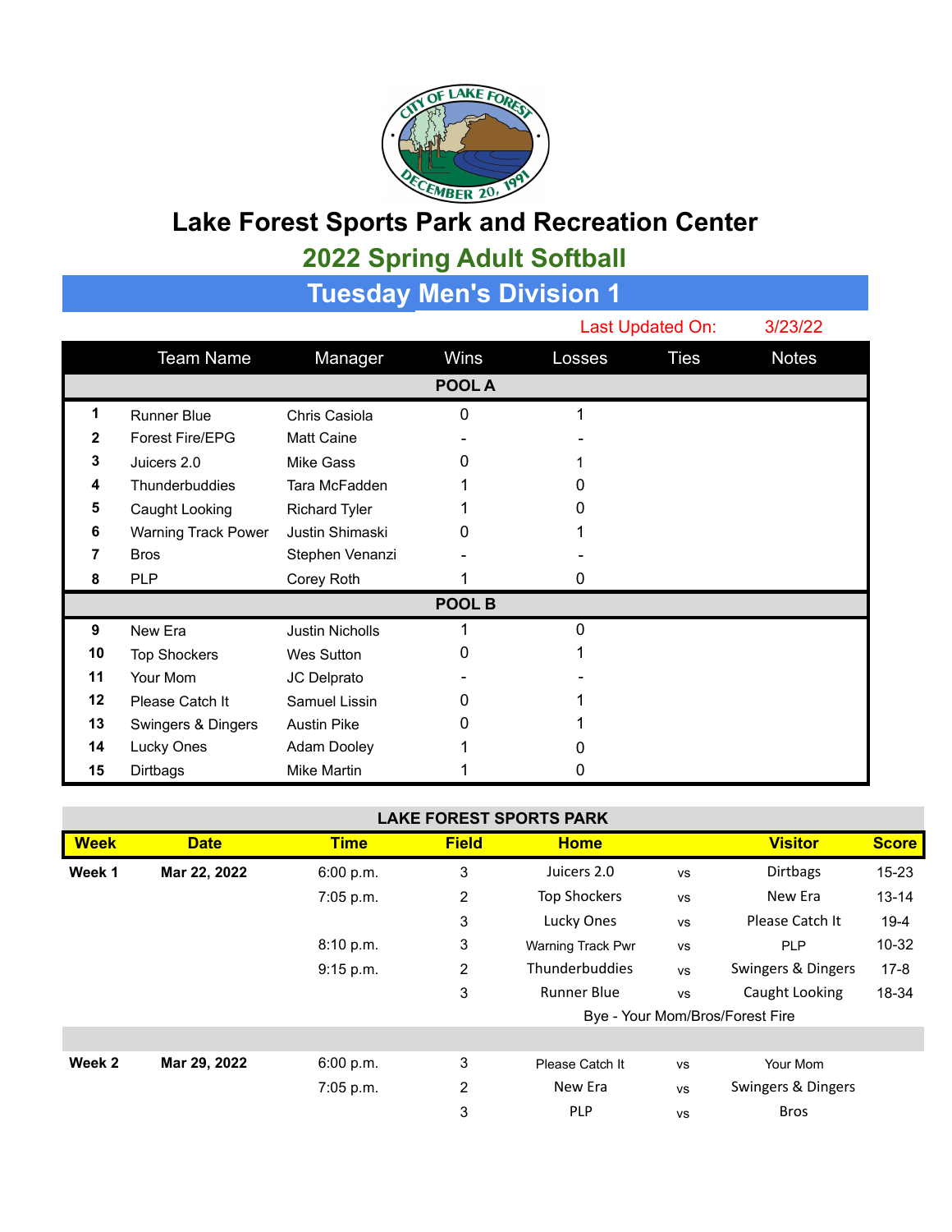# Lake Forest Sports Park and Recreation Center

## 2022 Spring Adult Softball

## Tuesday Men's Division 1

Last Updated On: 3/23/22

| | Team Name | Manager | Wins | Losses | Ties | Notes |
|---|---|---|---|---|---|---|
| | | | **POOL A** | | | |
| 1 | Runner Blue | Chris Casiola | 0 | 1 | | |
| 2 | Forest Fire/EPG | Matt Caine | - | - | | |
| 3 | Juicers 2.0 | Mike Gass | 0 | 1 | | |
| 4 | Thunderbuddies | Tara McFadden | 1 | 0 | | |
| 5 | Caught Looking | Richard Tyler | 1 | 0 | | |
| 6 | Warning Track Power | Justin Shimaski | 0 | 1 | | |
| 7 | Bros | Stephen Venanzi | - | - | | |
| 8 | PLP | Corey Roth | 1 | 0 | | |
| | | | **POOL B** | | | |
| 9 | New Era | Justin Nicholls | 1 | 0 | | |
| 10 | Top Shockers | Wes Sutton | 0 | 1 | | |
| 11 | Your Mom | JC Delprato | - | - | | |
| 12 | Please Catch It | Samuel Lissin | 0 | 1 | | |
| 13 | Swingers & Dingers | Austin Pike | 0 | 1 | | |
| 14 | Lucky Ones | Adam Dooley | 1 | 0 | | |
| 15 | Dirtbags | Mike Martin | 1 | 0 | | |

**LAKE FOREST SPORTS PARK**

| Week | Date | Time | Field | Home | | Visitor | Score |
|---|---|---|---|---|---|---|---|
| **Week 1** | **Mar 22, 2022** | 6:00 p.m. | 3 | Juicers 2.0 | vs | Dirtbags | 15-23 |
| | | 7:05 p.m. | 2 | Top Shockers | vs | New Era | 13-14 |
| | | | 3 | Lucky Ones | vs | Please Catch It | 19-4 |
| | | 8:10 p.m. | 3 | Warning Track Pwr | vs | PLP | 10-32 |
| | | 9:15 p.m. | 2 | Thunderbuddies | vs | Swingers & Dingers | 17-8 |
| | | | 3 | Runner Blue | vs | Caught Looking | 18-34 |
| | | | | Bye - Your Mom/Bros/Forest Fire | | | |
| | | | | | | | |
| **Week 2** | **Mar 29, 2022** | 6:00 p.m. | 3 | Please Catch It | vs | Your Mom | |
| | | 7:05 p.m. | 2 | New Era | vs | Swingers & Dingers | |
| | | | 3 | PLP | vs | Bros | |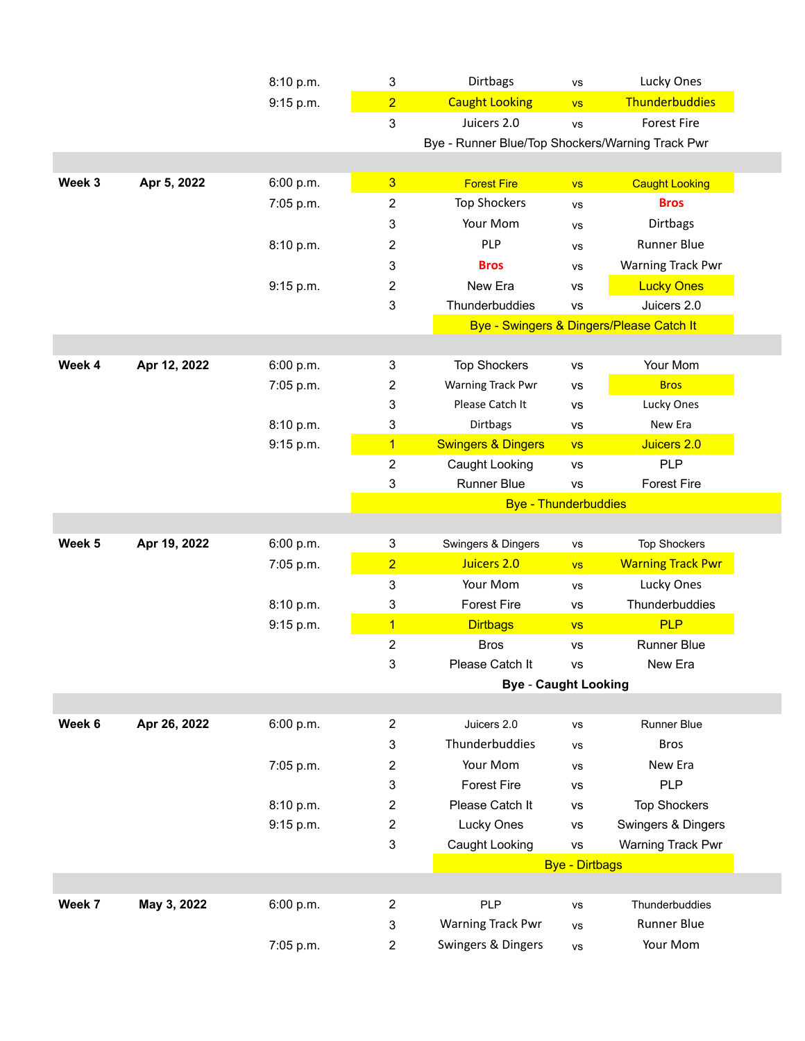| Week | Date | Time | Field | Team | | Team |
|---|---|---|---|---|---|---|
| | | 8:10 p.m. | 3 | Dirtbags | vs | Lucky Ones |
| | | 9:15 p.m. | 2 | Caught Looking | vs | Thunderbuddies |
| | | | 3 | Juicers 2.0 | vs | Forest Fire |
| | | | | Bye - Runner Blue/Top Shockers/Warning Track Pwr | | |
| | | | | | | |
| Week 3 | Apr 5, 2022 | 6:00 p.m. | 3 | Forest Fire | vs | Caught Looking |
| | | 7:05 p.m. | 2 | Top Shockers | vs | **Bros** |
| | | | 3 | Your Mom | vs | Dirtbags |
| | | 8:10 p.m. | 2 | PLP | vs | Runner Blue |
| | | | 3 | **Bros** | vs | Warning Track Pwr |
| | | 9:15 p.m. | 2 | New Era | vs | Lucky Ones |
| | | | 3 | Thunderbuddies | vs | Juicers 2.0 |
| | | | | Bye - Swingers & Dingers/Please Catch It | | |
| | | | | | | |
| Week 4 | Apr 12, 2022 | 6:00 p.m. | 3 | Top Shockers | vs | Your Mom |
| | | 7:05 p.m. | 2 | Warning Track Pwr | vs | Bros |
| | | | 3 | Please Catch It | vs | Lucky Ones |
| | | 8:10 p.m. | 3 | Dirtbags | vs | New Era |
| | | 9:15 p.m. | 1 | Swingers & Dingers | vs | Juicers 2.0 |
| | | | 2 | Caught Looking | vs | PLP |
| | | | 3 | Runner Blue | vs | Forest Fire |
| | | | | Bye - Thunderbuddies | | |
| | | | | | | |
| Week 5 | Apr 19, 2022 | 6:00 p.m. | 3 | Swingers & Dingers | vs | Top Shockers |
| | | 7:05 p.m. | 2 | Juicers 2.0 | vs | Warning Track Pwr |
| | | | 3 | Your Mom | vs | Lucky Ones |
| | | 8:10 p.m. | 3 | Forest Fire | vs | Thunderbuddies |
| | | 9:15 p.m. | 1 | Dirtbags | vs | PLP |
| | | | 2 | Bros | vs | Runner Blue |
| | | | 3 | Please Catch It | vs | New Era |
| | | | | **Bye - Caught Looking** | | |
| | | | | | | |
| Week 6 | Apr 26, 2022 | 6:00 p.m. | 2 | Juicers 2.0 | vs | Runner Blue |
| | | | 3 | Thunderbuddies | vs | Bros |
| | | 7:05 p.m. | 2 | Your Mom | vs | New Era |
| | | | 3 | Forest Fire | vs | PLP |
| | | 8:10 p.m. | 2 | Please Catch It | vs | Top Shockers |
| | | 9:15 p.m. | 2 | Lucky Ones | vs | Swingers & Dingers |
| | | | 3 | Caught Looking | vs | Warning Track Pwr |
| | | | | Bye - Dirtbags | | |
| | | | | | | |
| Week 7 | May 3, 2022 | 6:00 p.m. | 2 | PLP | vs | Thunderbuddies |
| | | | 3 | Warning Track Pwr | vs | Runner Blue |
| | | 7:05 p.m. | 2 | Swingers & Dingers | vs | Your Mom |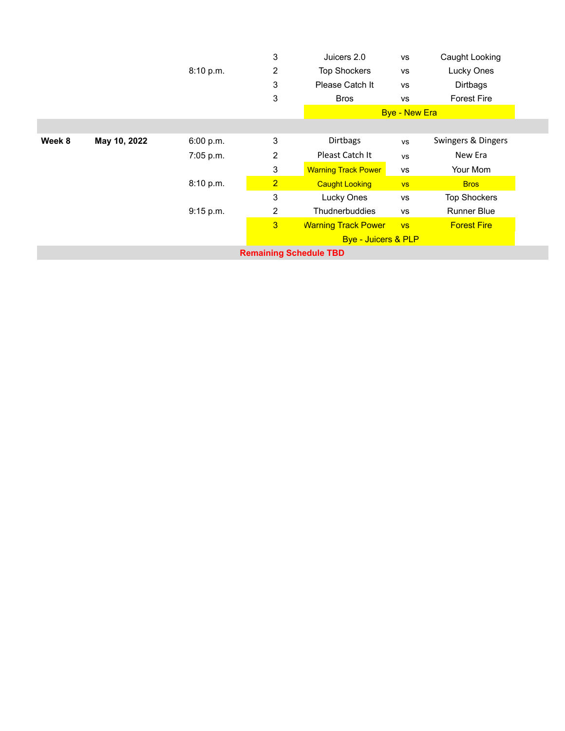| | | | | | | |
|---|---|---|---|---|---|---|
| | | | 3 | Juicers 2.0 | vs | Caught Looking |
| | | 8:10 p.m. | 2 | Top Shockers | vs | Lucky Ones |
| | | | 3 | Please Catch It | vs | Dirtbags |
| | | | 3 | Bros | vs | Forest Fire |
| | | | | Bye - New Era | | |
| | | | | | | |
| **Week 8** | **May 10, 2022** | 6:00 p.m. | 3 | Dirtbags | vs | Swingers & Dingers |
| | | 7:05 p.m. | 2 | Pleast Catch It | vs | New Era |
| | | | 3 | Warning Track Power | vs | Your Mom |
| | | 8:10 p.m. | 2 | Caught Looking | vs | Bros |
| | | | 3 | Lucky Ones | vs | Top Shockers |
| | | 9:15 p.m. | 2 | Thudnerbuddies | vs | Runner Blue |
| | | | 3 | Warning Track Power | vs | Forest Fire |
| | | | | Bye - Juicers & PLP | | |

**Remaining Schedule TBD**